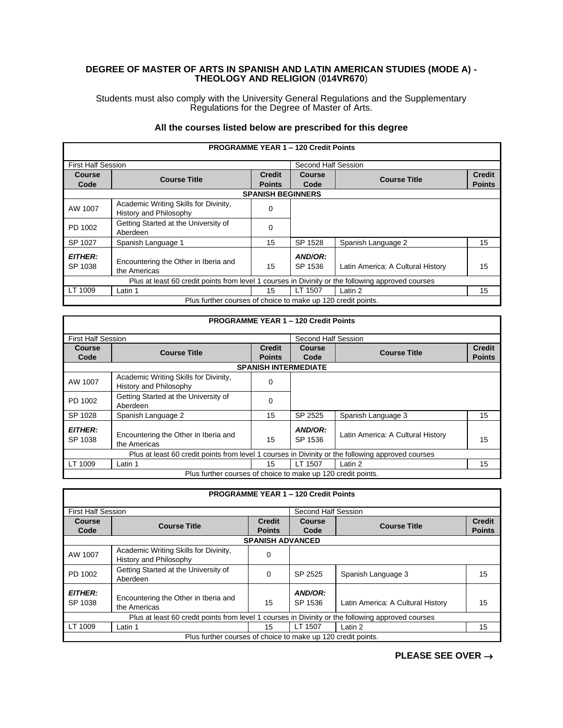**DEGREE OF MASTER OF ARTS IN SPANISH AND LATIN AMERICAN STUDIES (MODE A) - THEOLOGY AND RELIGION (014VR670)**

Students must also comply with the University General Regulations and the Supplementary Regulations for the Degree of Master of Arts.

**All the courses listed below are prescribed for this degree**

| **PROGRAMME YEAR 1 – 120 Credit Points** | | | | | |
|---|---|---|---|---|---|
| First Half Session | | | Second Half Session | | |
| **Course Code** | **Course Title** | **Credit Points** | **Course Code** | **Course Title** | **Credit Points** |
| **SPANISH BEGINNERS** | | | | | |
| AW 1007 | Academic Writing Skills for Divinity, History and Philosophy | 0 | | | |
| PD 1002 | Getting Started at the University of Aberdeen | 0 | | | |
| SP 1027 | Spanish Language 1 | 15 | SP 1528 | Spanish Language 2 | 15 |
| ***EITHER:*** SP 1038 | Encountering the Other in Iberia and the Americas | 15 | ***AND/OR:*** SP 1536 | Latin America: A Cultural History | 15 |
| Plus at least 60 credit points from level 1 courses in Divinity or the following approved courses | | | | | |
| LT 1009 | Latin 1 | 15 | LT 1507 | Latin 2 | 15 |
| Plus further courses of choice to make up 120 credit points. | | | | | |

| **PROGRAMME YEAR 1 – 120 Credit Points** | | | | | |
|---|---|---|---|---|---|
| First Half Session | | | Second Half Session | | |
| **Course Code** | **Course Title** | **Credit Points** | **Course Code** | **Course Title** | **Credit Points** |
| **SPANISH INTERMEDIATE** | | | | | |
| AW 1007 | Academic Writing Skills for Divinity, History and Philosophy | 0 | | | |
| PD 1002 | Getting Started at the University of Aberdeen | 0 | | | |
| SP 1028 | Spanish Language 2 | 15 | SP 2525 | Spanish Language 3 | 15 |
| ***EITHER:*** SP 1038 | Encountering the Other in Iberia and the Americas | 15 | ***AND/OR:*** SP 1536 | Latin America: A Cultural History | 15 |
| Plus at least 60 credit points from level 1 courses in Divinity or the following approved courses | | | | | |
| LT 1009 | Latin 1 | 15 | LT 1507 | Latin 2 | 15 |
| Plus further courses of choice to make up 120 credit points. | | | | | |

| **PROGRAMME YEAR 1 – 120 Credit Points** | | | | | |
|---|---|---|---|---|---|
| First Half Session | | | Second Half Session | | |
| **Course Code** | **Course Title** | **Credit Points** | **Course Code** | **Course Title** | **Credit Points** |
| **SPANISH ADVANCED** | | | | | |
| AW 1007 | Academic Writing Skills for Divinity, History and Philosophy | 0 | | | |
| PD 1002 | Getting Started at the University of Aberdeen | 0 | SP 2525 | Spanish Language 3 | 15 |
| ***EITHER:*** SP 1038 | Encountering the Other in Iberia and the Americas | 15 | ***AND/OR:*** SP 1536 | Latin America: A Cultural History | 15 |
| Plus at least 60 credit points from level 1 courses in Divinity or the following approved courses | | | | | |
| LT 1009 | Latin 1 | 15 | LT 1507 | Latin 2 | 15 |
| Plus further courses of choice to make up 120 credit points. | | | | | |

**PLEASE SEE OVER →**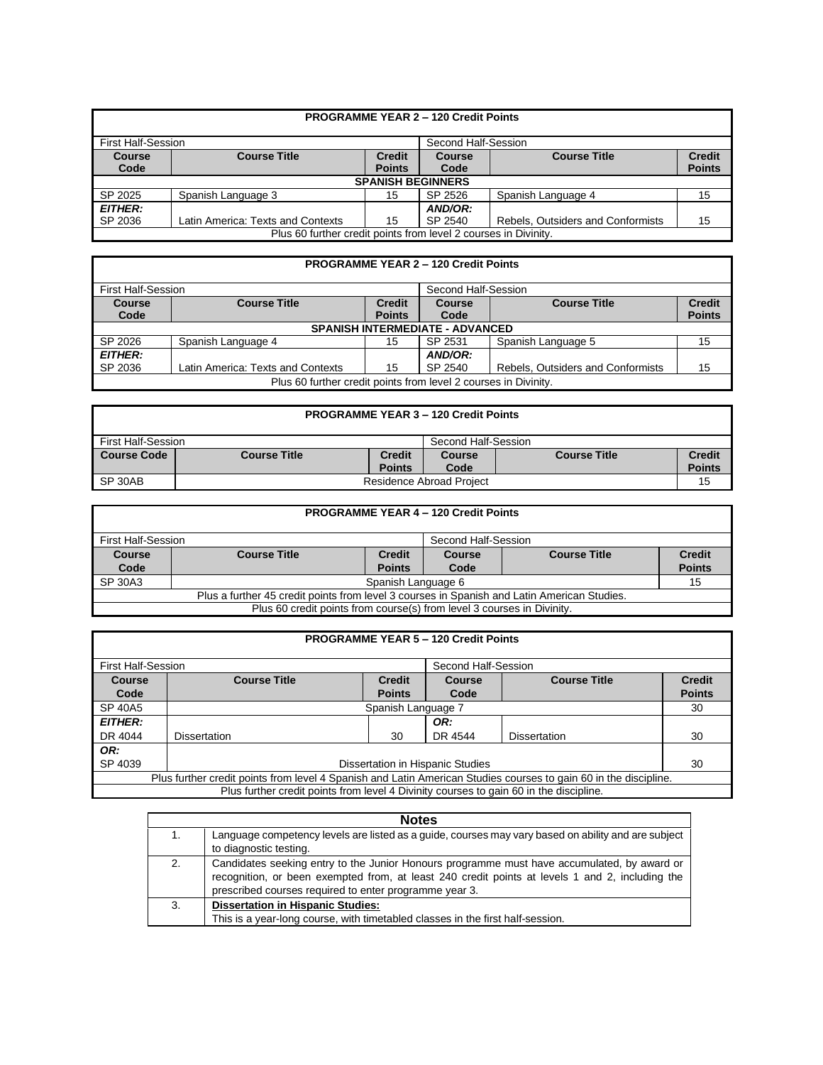| PROGRAMME YEAR 2 – 120 Credit Points | | | | | |
|---|---|---|---|---|---|
| First Half-Session | | | Second Half-Session | | |
| **Course Code** | **Course Title** | **Credit Points** | **Course Code** | **Course Title** | **Credit Points** |
| **SPANISH BEGINNERS** | | | | | |
| SP 2025 | Spanish Language 3 | 15 | SP 2526 | Spanish Language 4 | 15 |
| ***EITHER:*** SP 2036 | Latin America: Texts and Contexts | 15 | ***AND/OR:*** SP 2540 | Rebels, Outsiders and Conformists | 15 |
| Plus 60 further credit points from level 2 courses in Divinity. | | | | | |

| PROGRAMME YEAR 2 – 120 Credit Points | | | | | |
|---|---|---|---|---|---|
| First Half-Session | | | Second Half-Session | | |
| **Course Code** | **Course Title** | **Credit Points** | **Course Code** | **Course Title** | **Credit Points** |
| **SPANISH INTERMEDIATE - ADVANCED** | | | | | |
| SP 2026 | Spanish Language 4 | 15 | SP 2531 | Spanish Language 5 | 15 |
| ***EITHER:*** SP 2036 | Latin America: Texts and Contexts | 15 | ***AND/OR:*** SP 2540 | Rebels, Outsiders and Conformists | 15 |
| Plus 60 further credit points from level 2 courses in Divinity. | | | | | |

| PROGRAMME YEAR 3 – 120 Credit Points | | | | | |
|---|---|---|---|---|---|
| First Half-Session | | | Second Half-Session | | |
| **Course Code** | **Course Title** | **Credit Points** | **Course Code** | **Course Title** | **Credit Points** |
| SP 30AB | Residence Abroad Project | | | | 15 |

| PROGRAMME YEAR 4 – 120 Credit Points | | | | | |
|---|---|---|---|---|---|
| First Half-Session | | | Second Half-Session | | |
| **Course Code** | **Course Title** | **Credit Points** | **Course Code** | **Course Title** | **Credit Points** |
| SP 30A3 | Spanish Language 6 | | | | 15 |
| Plus a further 45 credit points from level 3 courses in Spanish and Latin American Studies. | | | | | |
| Plus 60 credit points from course(s) from level 3 courses in Divinity. | | | | | |

| PROGRAMME YEAR 5 – 120 Credit Points | | | | | |
|---|---|---|---|---|---|
| First Half-Session | | | Second Half-Session | | |
| **Course Code** | **Course Title** | **Credit Points** | **Course Code** | **Course Title** | **Credit Points** |
| SP 40A5 | Spanish Language 7 | | | | 30 |
| ***EITHER:*** DR 4044 | Dissertation | 30 | ***OR:*** DR 4544 | Dissertation | 30 |
| ***OR:*** SP 4039 | Dissertation in Hispanic Studies | | | | 30 |
| Plus further credit points from level 4 Spanish and Latin American Studies courses to gain 60 in the discipline. | | | | | |
| Plus further credit points from level 4 Divinity courses to gain 60 in the discipline. | | | | | |

| **Notes** | |
|---|---|
| 1. | Language competency levels are listed as a guide, courses may vary based on ability and are subject to diagnostic testing. |
| 2. | Candidates seeking entry to the Junior Honours programme must have accumulated, by award or recognition, or been exempted from, at least 240 credit points at levels 1 and 2, including the prescribed courses required to enter programme year 3. |
| 3. | **Dissertation in Hispanic Studies:** This is a year-long course, with timetabled classes in the first half-session. |